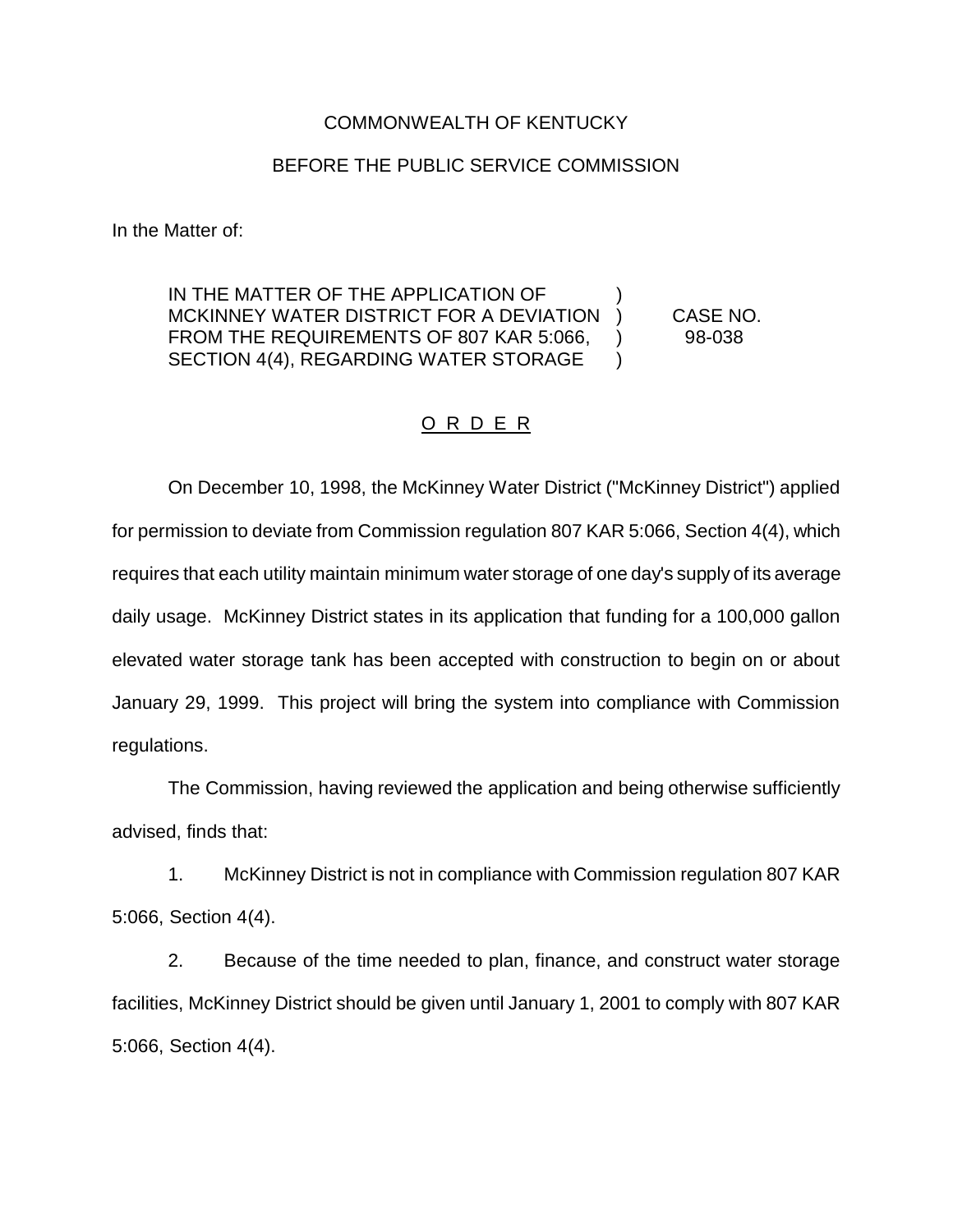COMMONWEALTH OF KENTUCKY

BEFORE THE PUBLIC SERVICE COMMISSION

In the Matter of:

| | | |
|---|---|---|
| IN THE MATTER OF THE APPLICATION OF MCKINNEY WATER DISTRICT FOR A DEVIATION FROM THE REQUIREMENTS OF 807 KAR 5:066, SECTION 4(4), REGARDING WATER STORAGE | ) ) ) ) | CASE NO. 98-038 |

## O R D E R

On December 10, 1998, the McKinney Water District ("McKinney District") applied for permission to deviate from Commission regulation 807 KAR 5:066, Section 4(4), which requires that each utility maintain minimum water storage of one day's supply of its average daily usage. McKinney District states in its application that funding for a 100,000 gallon elevated water storage tank has been accepted with construction to begin on or about January 29, 1999. This project will bring the system into compliance with Commission regulations.

The Commission, having reviewed the application and being otherwise sufficiently advised, finds that:

1. McKinney District is not in compliance with Commission regulation 807 KAR 5:066, Section 4(4).

2. Because of the time needed to plan, finance, and construct water storage facilities, McKinney District should be given until January 1, 2001 to comply with 807 KAR 5:066, Section 4(4).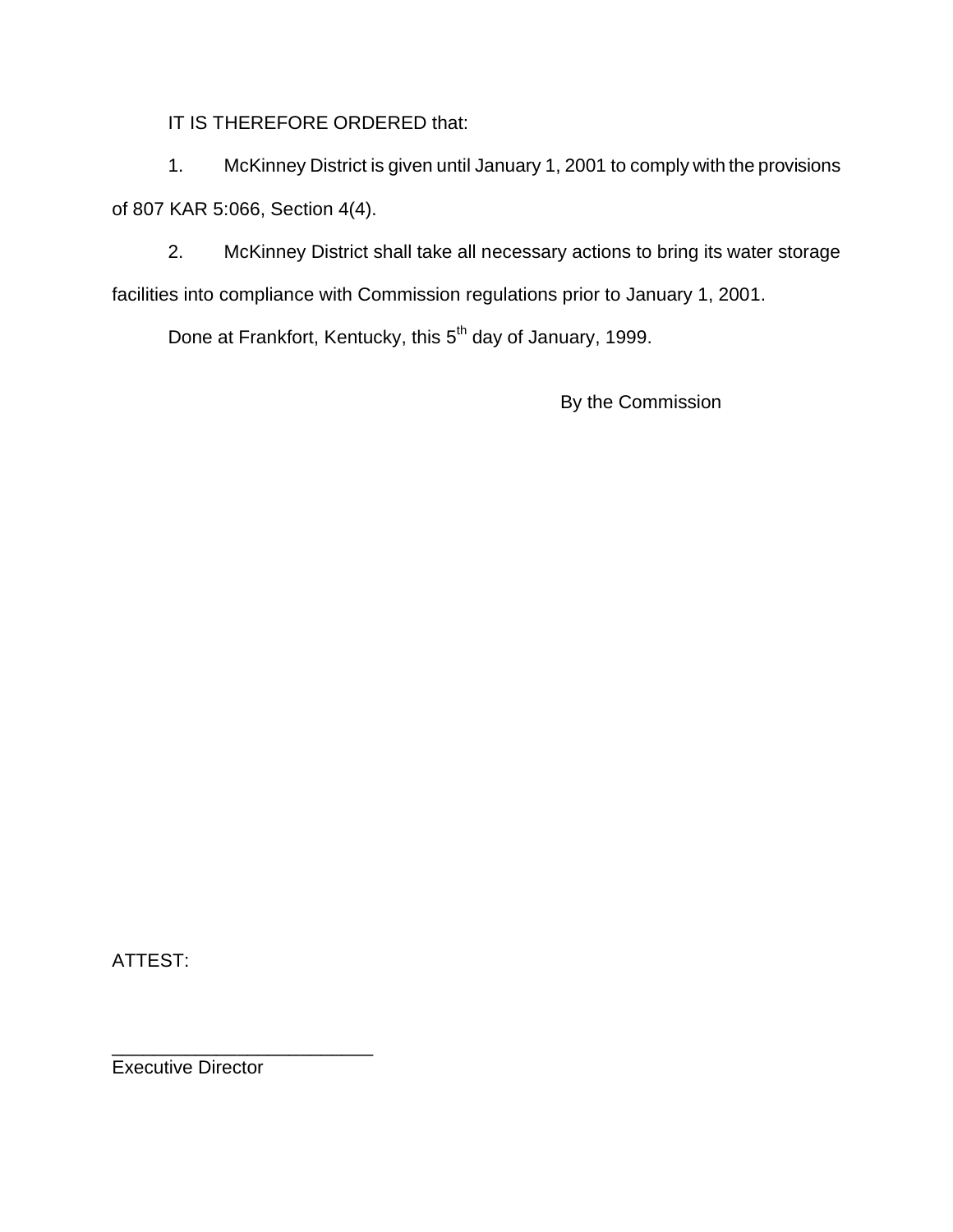IT IS THEREFORE ORDERED that:

1. McKinney District is given until January 1, 2001 to comply with the provisions of 807 KAR 5:066, Section 4(4).

2. McKinney District shall take all necessary actions to bring its water storage facilities into compliance with Commission regulations prior to January 1, 2001.

Done at Frankfort, Kentucky, this 5th day of January, 1999.

By the Commission

ATTEST:

___________________________
Executive Director